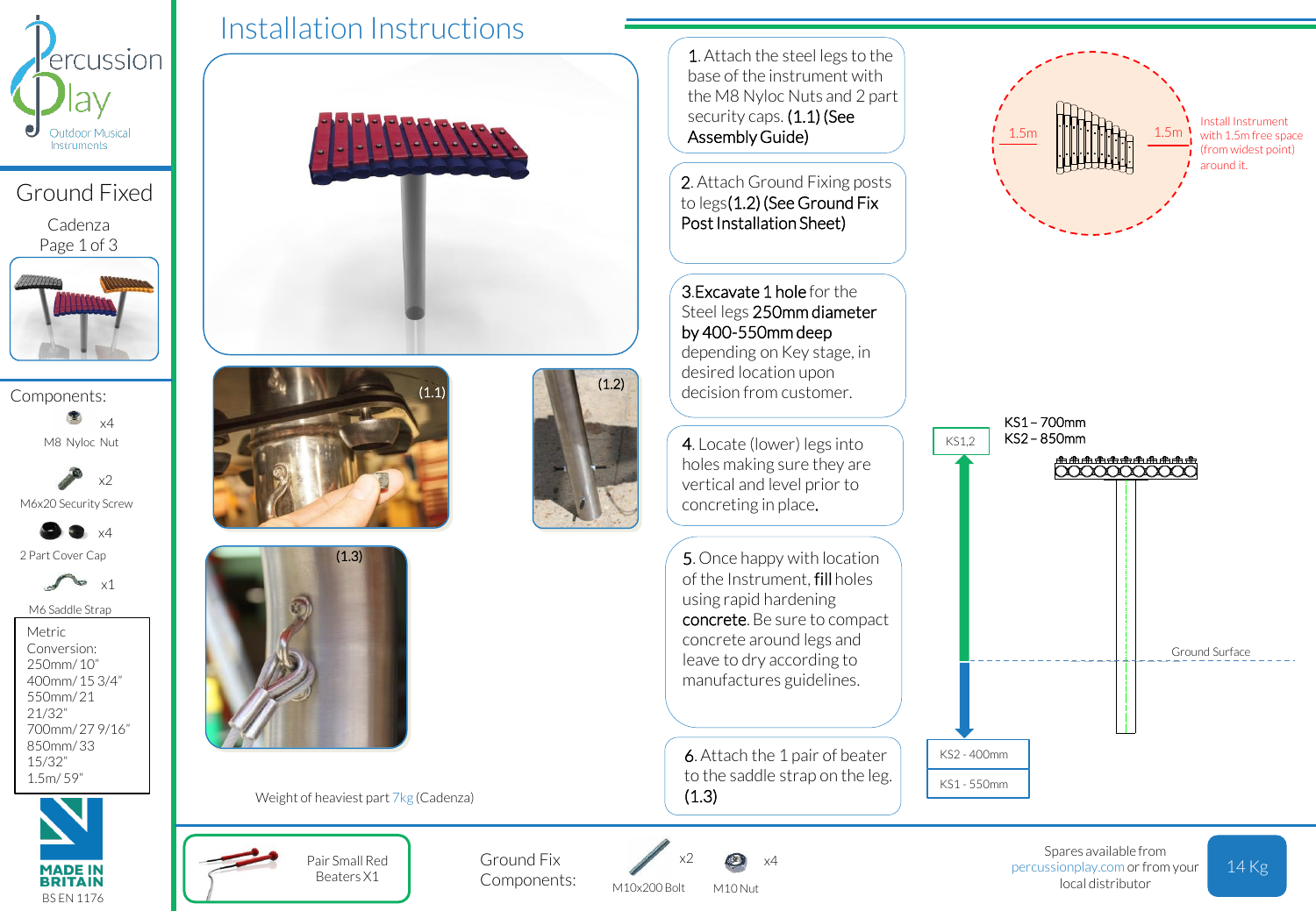# Installation Instructions

Percussion Play – Outdoor Musical Instruments

## Ground Fixed

Cadenza

Page 1 of 3

### Components:

- x4 M8 Nyloc Nut
- x2 M6x20 Security Screw
- x4 2 Part Cover Cap
- x1 M6 Saddle Strap

Metric Conversion:
250mm/ 10"
400mm/ 15 3/4"
550mm/ 21 21/32"
700mm/ 27 9/16"
850mm/ 33 15/32"
1.5m/ 59"

MADE IN BRITAIN

BS EN 1126

1. Attach the steel legs to the base of the instrument with the M8 Nyloc Nuts and 2 part security caps. **(1.1) (See Assembly Guide)**
2. Attach Ground Fixing posts to legs**(1.2) (See Ground Fix Post Installation Sheet)**
3. **Excavate 1 hole** for the Steel legs **250mm diameter by 400-550mm deep** depending on Key stage, in desired location upon decision from customer.
4. Locate (lower) legs into holes making sure they are vertical and level prior to concreting in place.
5. Once happy with location of the Instrument, **fill** holes using rapid hardening **concrete**. Be sure to compact concrete around legs and leave to dry according to manufactures guidelines.
6. Attach the 1 pair of beater to the saddle strap on the leg. **(1.3)**

(1.1)

(1.2)

(1.3)

Weight of heaviest part 7kg (Cadenza)

1.5m 1.5m

Install Instrument with 1.5m free space (from widest point) around it.

KS1,2

KS1 – 700mm
KS2 – 850mm

Ground Surface

KS2 - 400mm

KS1 - 550mm

Pair Small Red Beaters X1

Ground Fix Components:

- x2 M10x200 Bolt
- x4 M10 Nut

Spares available from percussionplay.com or from your local distributor

14 Kg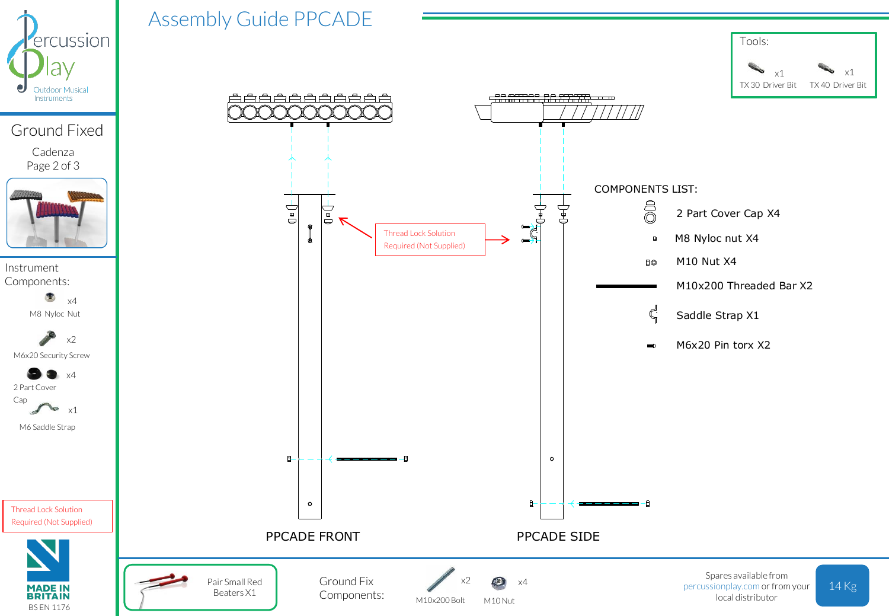# Assembly Guide PPCADE

Percussion Play — Outdoor Musical Instruments

## Ground Fixed

Cadenza

Page 2 of 3

### Instrument Components:

- M8 Nyloc Nut x4
- M6x20 Security Screw x2
- 2 Part Cover Cap x4
- M6 Saddle Strap x1

Thread Lock Solution Required (Not Supplied)

MADE IN BRITAIN

BS EN 1176

### Tools:

- TX 30 Driver Bit x1
- TX 40 Driver Bit x1

Thread Lock Solution Required (Not Supplied)

### COMPONENTS LIST:

- 2 Part Cover Cap X4
- M8 Nyloc nut X4
- M10 Nut X4
- M10x200 Threaded Bar X2
- Saddle Strap X1
- M6x20 Pin torx X2

PPCADE FRONT

PPCADE SIDE

Pair Small Red Beaters X1

### Ground Fix Components:

- M10x200 Bolt x2
- M10 Nut x4

Spares available from percussionplay.com or from your local distributor

14 Kg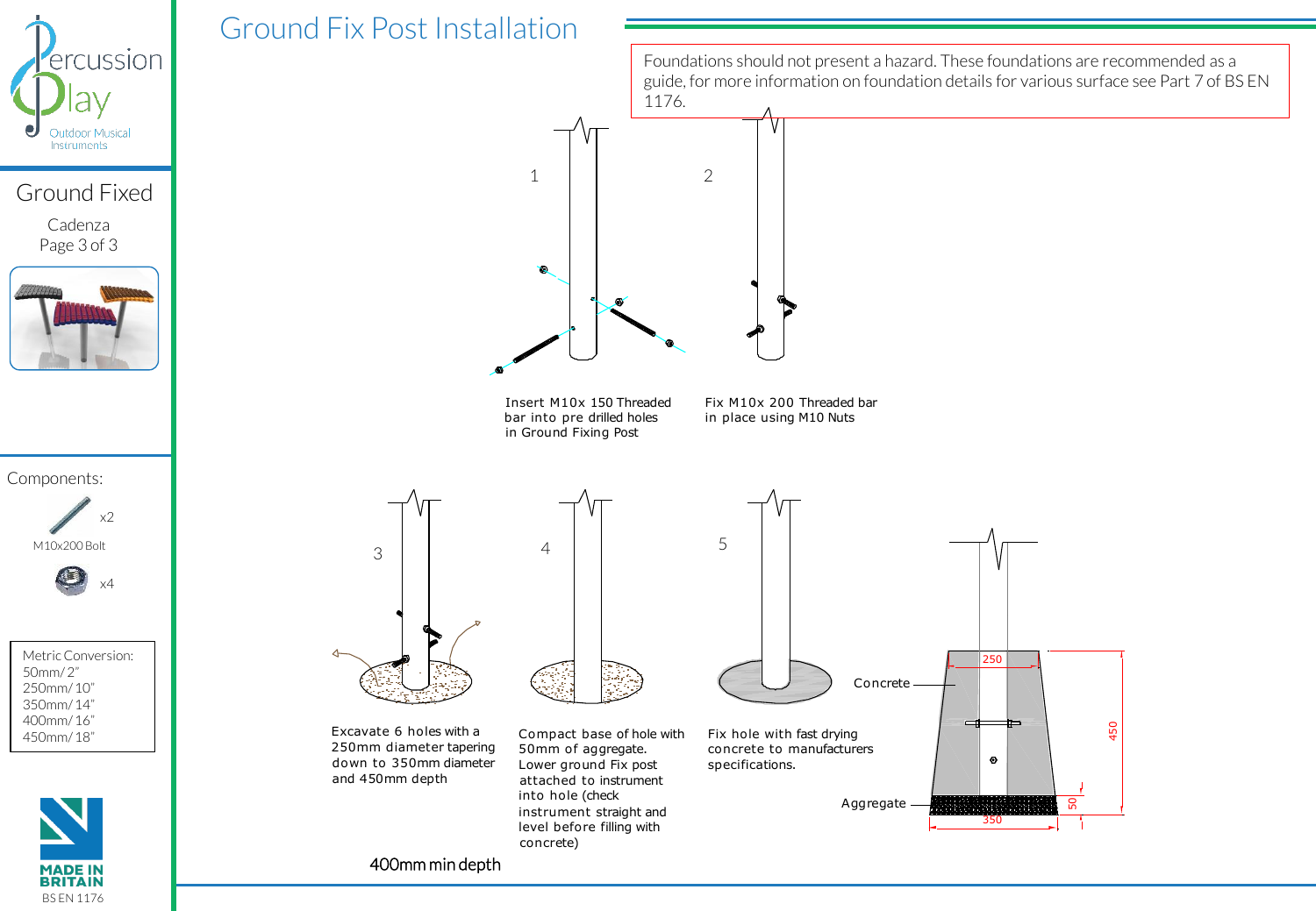Percussion Play

Outdoor Musical Instruments

## Ground Fixed

Cadenza

Components:

M10x200 Bolt x2

x4

Metric Conversion:
50mm/ 2”
250mm/ 10”
350mm/ 14”
400mm/ 16”
450mm/ 18”

MADE IN BRITAIN

BS EN 1176

# Ground Fix Post Installation

Foundations should not present a hazard. These foundations are recommended as a guide, for more information on foundation details for various surface see Part 7 of BS EN 1176.

1

Insert M10x 150 Threaded bar into pre drilled holes in Ground Fixing Post

2

Fix M10x 200 Threaded bar in place using M10 Nuts

3

Excavate 6 holes with a 250mm diameter tapering down to 350mm diameter and 450mm depth

4

Compact base of hole with 50mm of aggregate. Lower ground Fix post attached to instrument into hole (check instrument straight and level before filling with concrete)

5

Fix hole with fast drying concrete to manufacturers specifications.

400mm min depth

Concrete

Aggregate

250

450

50

350